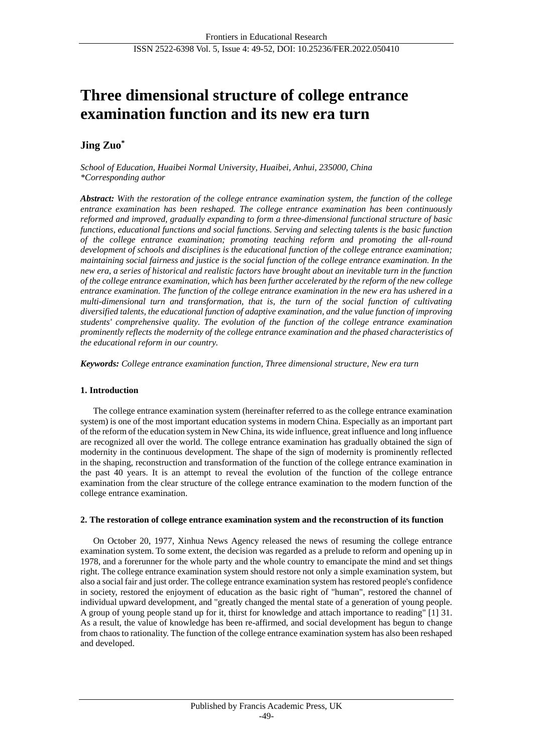# Three dimensional structure of college entrance examination function and its new era turn

**Jing Zuo***

*School of Education, Huaibei Normal University, Huaibei, Anhui, 235000, China*
*\*Corresponding author*

***Abstract:*** *With the restoration of the college entrance examination system, the function of the college entrance examination has been reshaped. The college entrance examination has been continuously reformed and improved, gradually expanding to form a three-dimensional functional structure of basic functions, educational functions and social functions. Serving and selecting talents is the basic function of the college entrance examination; promoting teaching reform and promoting the all-round development of schools and disciplines is the educational function of the college entrance examination; maintaining social fairness and justice is the social function of the college entrance examination. In the new era, a series of historical and realistic factors have brought about an inevitable turn in the function of the college entrance examination, which has been further accelerated by the reform of the new college entrance examination. The function of the college entrance examination in the new era has ushered in a multi-dimensional turn and transformation, that is, the turn of the social function of cultivating diversified talents, the educational function of adaptive examination, and the value function of improving students' comprehensive quality. The evolution of the function of the college entrance examination prominently reflects the modernity of the college entrance examination and the phased characteristics of the educational reform in our country.*

***Keywords:*** *College entrance examination function, Three dimensional structure, New era turn*

## 1. Introduction

The college entrance examination system (hereinafter referred to as the college entrance examination system) is one of the most important education systems in modern China. Especially as an important part of the reform of the education system in New China, its wide influence, great influence and long influence are recognized all over the world. The college entrance examination has gradually obtained the sign of modernity in the continuous development. The shape of the sign of modernity is prominently reflected in the shaping, reconstruction and transformation of the function of the college entrance examination in the past 40 years. It is an attempt to reveal the evolution of the function of the college entrance examination from the clear structure of the college entrance examination to the modern function of the college entrance examination.

## 2. The restoration of college entrance examination system and the reconstruction of its function

On October 20, 1977, Xinhua News Agency released the news of resuming the college entrance examination system. To some extent, the decision was regarded as a prelude to reform and opening up in 1978, and a forerunner for the whole party and the whole country to emancipate the mind and set things right. The college entrance examination system should restore not only a simple examination system, but also a social fair and just order. The college entrance examination system has restored people's confidence in society, restored the enjoyment of education as the basic right of "human", restored the channel of individual upward development, and "greatly changed the mental state of a generation of young people. A group of young people stand up for it, thirst for knowledge and attach importance to reading" [1] 31. As a result, the value of knowledge has been re-affirmed, and social development has begun to change from chaos to rationality. The function of the college entrance examination system has also been reshaped and developed.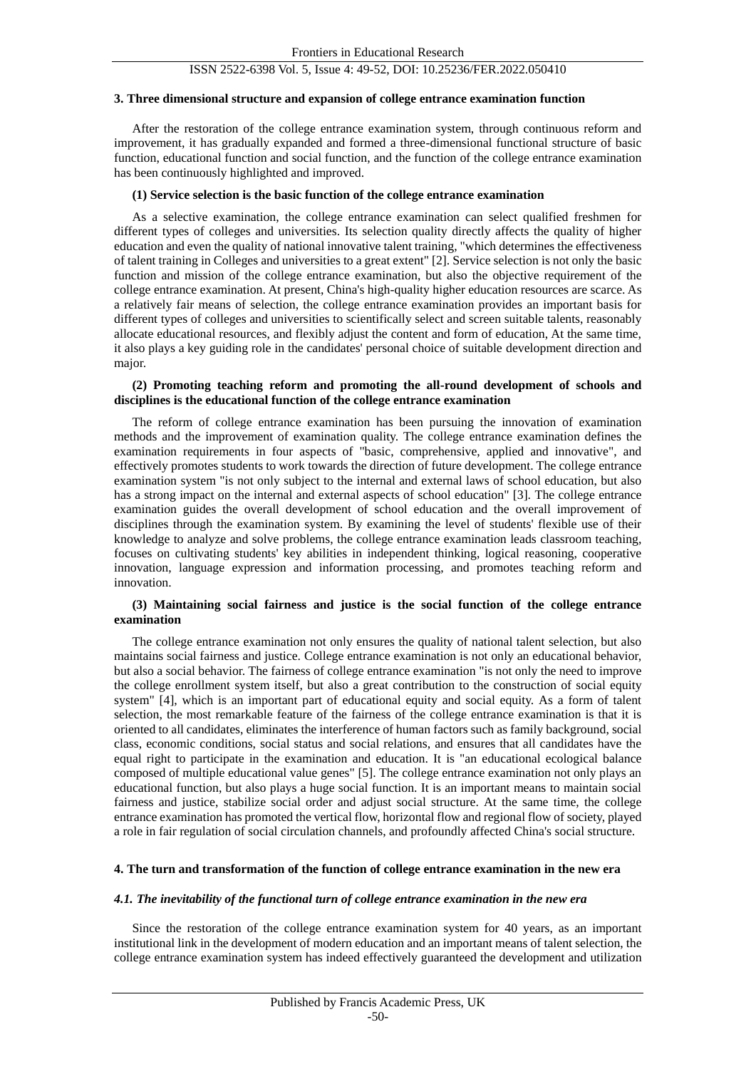### 3. Three dimensional structure and expansion of college entrance examination function

After the restoration of the college entrance examination system, through continuous reform and improvement, it has gradually expanded and formed a three-dimensional functional structure of basic function, educational function and social function, and the function of the college entrance examination has been continuously highlighted and improved.

#### (1) Service selection is the basic function of the college entrance examination

As a selective examination, the college entrance examination can select qualified freshmen for different types of colleges and universities. Its selection quality directly affects the quality of higher education and even the quality of national innovative talent training, "which determines the effectiveness of talent training in Colleges and universities to a great extent" [2]. Service selection is not only the basic function and mission of the college entrance examination, but also the objective requirement of the college entrance examination. At present, China's high-quality higher education resources are scarce. As a relatively fair means of selection, the college entrance examination provides an important basis for different types of colleges and universities to scientifically select and screen suitable talents, reasonably allocate educational resources, and flexibly adjust the content and form of education, At the same time, it also plays a key guiding role in the candidates' personal choice of suitable development direction and major.

#### (2) Promoting teaching reform and promoting the all-round development of schools and disciplines is the educational function of the college entrance examination

The reform of college entrance examination has been pursuing the innovation of examination methods and the improvement of examination quality. The college entrance examination defines the examination requirements in four aspects of "basic, comprehensive, applied and innovative", and effectively promotes students to work towards the direction of future development. The college entrance examination system "is not only subject to the internal and external laws of school education, but also has a strong impact on the internal and external aspects of school education" [3]. The college entrance examination guides the overall development of school education and the overall improvement of disciplines through the examination system. By examining the level of students' flexible use of their knowledge to analyze and solve problems, the college entrance examination leads classroom teaching, focuses on cultivating students' key abilities in independent thinking, logical reasoning, cooperative innovation, language expression and information processing, and promotes teaching reform and innovation.

#### (3) Maintaining social fairness and justice is the social function of the college entrance examination

The college entrance examination not only ensures the quality of national talent selection, but also maintains social fairness and justice. College entrance examination is not only an educational behavior, but also a social behavior. The fairness of college entrance examination "is not only the need to improve the college enrollment system itself, but also a great contribution to the construction of social equity system" [4], which is an important part of educational equity and social equity. As a form of talent selection, the most remarkable feature of the fairness of the college entrance examination is that it is oriented to all candidates, eliminates the interference of human factors such as family background, social class, economic conditions, social status and social relations, and ensures that all candidates have the equal right to participate in the examination and education. It is "an educational ecological balance composed of multiple educational value genes" [5]. The college entrance examination not only plays an educational function, but also plays a huge social function. It is an important means to maintain social fairness and justice, stabilize social order and adjust social structure. At the same time, the college entrance examination has promoted the vertical flow, horizontal flow and regional flow of society, played a role in fair regulation of social circulation channels, and profoundly affected China's social structure.

### 4. The turn and transformation of the function of college entrance examination in the new era

#### *4.1. The inevitability of the functional turn of college entrance examination in the new era*

Since the restoration of the college entrance examination system for 40 years, as an important institutional link in the development of modern education and an important means of talent selection, the college entrance examination system has indeed effectively guaranteed the development and utilization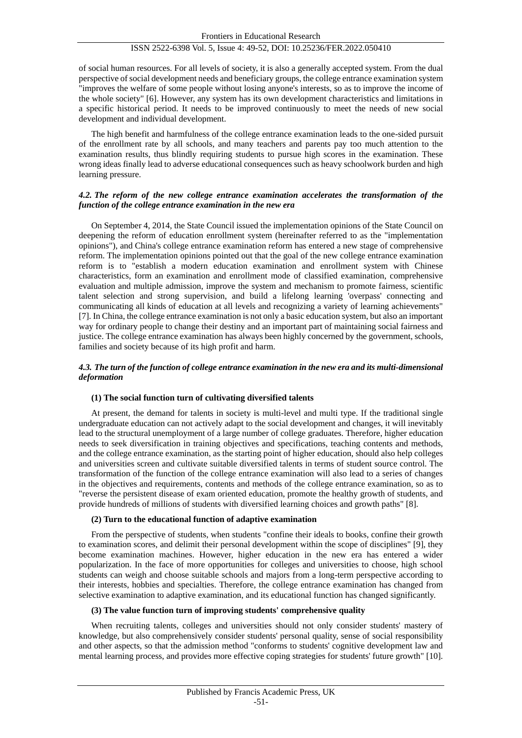of social human resources. For all levels of society, it is also a generally accepted system. From the dual perspective of social development needs and beneficiary groups, the college entrance examination system "improves the welfare of some people without losing anyone's interests, so as to improve the income of the whole society" [6]. However, any system has its own development characteristics and limitations in a specific historical period. It needs to be improved continuously to meet the needs of new social development and individual development.

The high benefit and harmfulness of the college entrance examination leads to the one-sided pursuit of the enrollment rate by all schools, and many teachers and parents pay too much attention to the examination results, thus blindly requiring students to pursue high scores in the examination. These wrong ideas finally lead to adverse educational consequences such as heavy schoolwork burden and high learning pressure.

### *4.2. The reform of the new college entrance examination accelerates the transformation of the function of the college entrance examination in the new era*

On September 4, 2014, the State Council issued the implementation opinions of the State Council on deepening the reform of education enrollment system (hereinafter referred to as the "implementation opinions"), and China's college entrance examination reform has entered a new stage of comprehensive reform. The implementation opinions pointed out that the goal of the new college entrance examination reform is to "establish a modern education examination and enrollment system with Chinese characteristics, form an examination and enrollment mode of classified examination, comprehensive evaluation and multiple admission, improve the system and mechanism to promote fairness, scientific talent selection and strong supervision, and build a lifelong learning 'overpass' connecting and communicating all kinds of education at all levels and recognizing a variety of learning achievements" [7]. In China, the college entrance examination is not only a basic education system, but also an important way for ordinary people to change their destiny and an important part of maintaining social fairness and justice. The college entrance examination has always been highly concerned by the government, schools, families and society because of its high profit and harm.

### *4.3. The turn of the function of college entrance examination in the new era and its multi-dimensional deformation*

**(1) The social function turn of cultivating diversified talents**

At present, the demand for talents in society is multi-level and multi type. If the traditional single undergraduate education can not actively adapt to the social development and changes, it will inevitably lead to the structural unemployment of a large number of college graduates. Therefore, higher education needs to seek diversification in training objectives and specifications, teaching contents and methods, and the college entrance examination, as the starting point of higher education, should also help colleges and universities screen and cultivate suitable diversified talents in terms of student source control. The transformation of the function of the college entrance examination will also lead to a series of changes in the objectives and requirements, contents and methods of the college entrance examination, so as to "reverse the persistent disease of exam oriented education, promote the healthy growth of students, and provide hundreds of millions of students with diversified learning choices and growth paths" [8].

**(2) Turn to the educational function of adaptive examination**

From the perspective of students, when students "confine their ideals to books, confine their growth to examination scores, and delimit their personal development within the scope of disciplines" [9], they become examination machines. However, higher education in the new era has entered a wider popularization. In the face of more opportunities for colleges and universities to choose, high school students can weigh and choose suitable schools and majors from a long-term perspective according to their interests, hobbies and specialties. Therefore, the college entrance examination has changed from selective examination to adaptive examination, and its educational function has changed significantly.

**(3) The value function turn of improving students' comprehensive quality**

When recruiting talents, colleges and universities should not only consider students' mastery of knowledge, but also comprehensively consider students' personal quality, sense of social responsibility and other aspects, so that the admission method "conforms to students' cognitive development law and mental learning process, and provides more effective coping strategies for students' future growth" [10].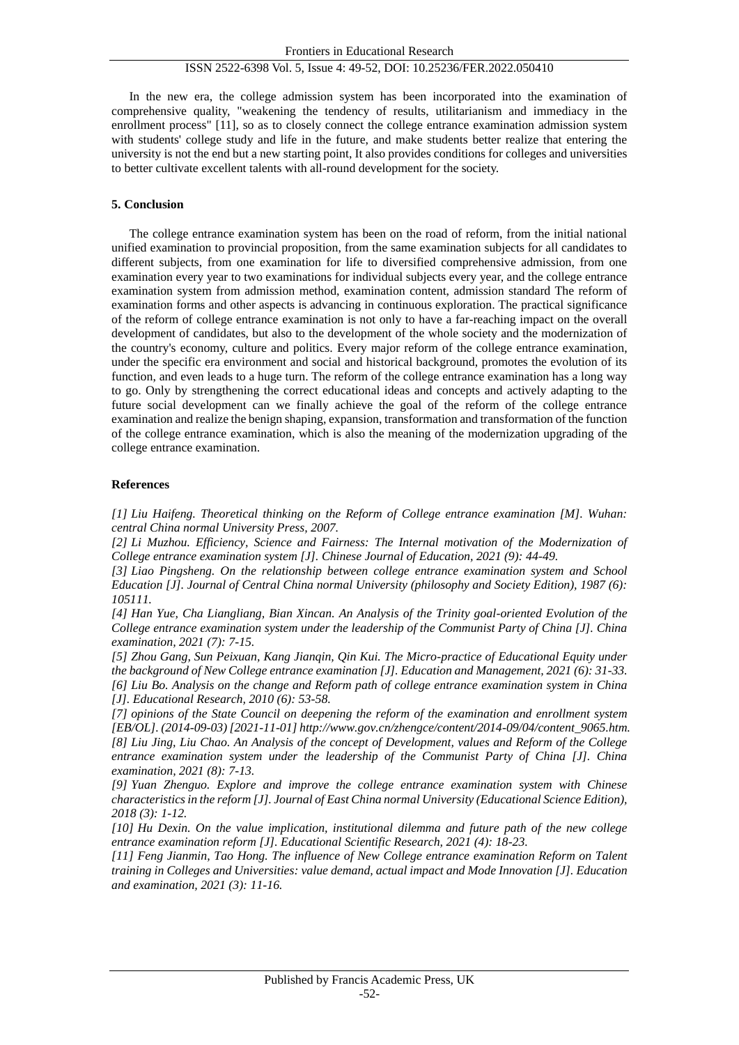In the new era, the college admission system has been incorporated into the examination of comprehensive quality, "weakening the tendency of results, utilitarianism and immediacy in the enrollment process" [11], so as to closely connect the college entrance examination admission system with students' college study and life in the future, and make students better realize that entering the university is not the end but a new starting point, It also provides conditions for colleges and universities to better cultivate excellent talents with all-round development for the society.

## 5. Conclusion

The college entrance examination system has been on the road of reform, from the initial national unified examination to provincial proposition, from the same examination subjects for all candidates to different subjects, from one examination for life to diversified comprehensive admission, from one examination every year to two examinations for individual subjects every year, and the college entrance examination system from admission method, examination content, admission standard The reform of examination forms and other aspects is advancing in continuous exploration. The practical significance of the reform of college entrance examination is not only to have a far-reaching impact on the overall development of candidates, but also to the development of the whole society and the modernization of the country's economy, culture and politics. Every major reform of the college entrance examination, under the specific era environment and social and historical background, promotes the evolution of its function, and even leads to a huge turn. The reform of the college entrance examination has a long way to go. Only by strengthening the correct educational ideas and concepts and actively adapting to the future social development can we finally achieve the goal of the reform of the college entrance examination and realize the benign shaping, expansion, transformation and transformation of the function of the college entrance examination, which is also the meaning of the modernization upgrading of the college entrance examination.

## References

*[1] Liu Haifeng. Theoretical thinking on the Reform of College entrance examination [M]. Wuhan: central China normal University Press, 2007.*

*[2] Li Muzhou. Efficiency, Science and Fairness: The Internal motivation of the Modernization of College entrance examination system [J]. Chinese Journal of Education, 2021 (9): 44-49.*

*[3] Liao Pingsheng. On the relationship between college entrance examination system and School Education [J]. Journal of Central China normal University (philosophy and Society Edition), 1987 (6): 105111.*

*[4] Han Yue, Cha Liangliang, Bian Xincan. An Analysis of the Trinity goal-oriented Evolution of the College entrance examination system under the leadership of the Communist Party of China [J]. China examination, 2021 (7): 7-15.*

*[5] Zhou Gang, Sun Peixuan, Kang Jianqin, Qin Kui. The Micro-practice of Educational Equity under the background of New College entrance examination [J]. Education and Management, 2021 (6): 31-33.*

*[6] Liu Bo. Analysis on the change and Reform path of college entrance examination system in China [J]. Educational Research, 2010 (6): 53-58.*

*[7] opinions of the State Council on deepening the reform of the examination and enrollment system [EB/OL]. (2014-09-03) [2021-11-01] http://www.gov.cn/zhengce/content/2014-09/04/content_9065.htm.*

*[8] Liu Jing, Liu Chao. An Analysis of the concept of Development, values and Reform of the College entrance examination system under the leadership of the Communist Party of China [J]. China examination, 2021 (8): 7-13.*

*[9] Yuan Zhenguo. Explore and improve the college entrance examination system with Chinese characteristics in the reform [J]. Journal of East China normal University (Educational Science Edition), 2018 (3): 1-12.*

*[10] Hu Dexin. On the value implication, institutional dilemma and future path of the new college entrance examination reform [J]. Educational Scientific Research, 2021 (4): 18-23.*

*[11] Feng Jianmin, Tao Hong. The influence of New College entrance examination Reform on Talent training in Colleges and Universities: value demand, actual impact and Mode Innovation [J]. Education and examination, 2021 (3): 11-16.*